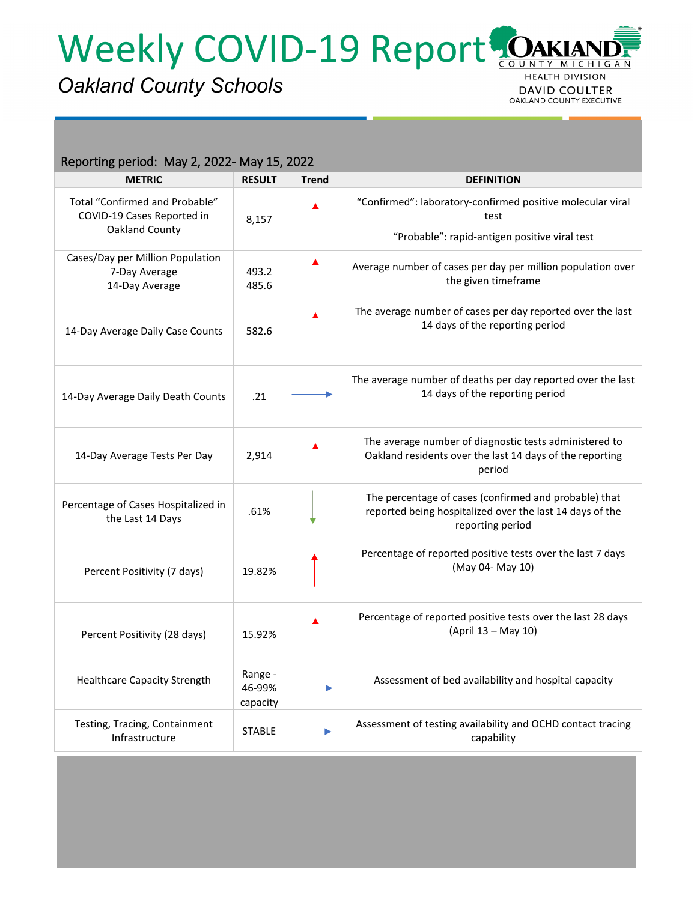# Weekly COVID-19 Report

*Oakland County Schools*

OAKLAND COUNTY MICHIGAN
HEALTH DIVISION
DAVID COULTER
OAKLAND COUNTY EXECUTIVE

Reporting period: May 2, 2022- May 15, 2022

| METRIC | RESULT | Trend | DEFINITION |
|---|---|---|---|
| Total "Confirmed and Probable" COVID-19 Cases Reported in Oakland County | 8,157 | ↑ | "Confirmed": laboratory-confirmed positive molecular viral test<br><br>"Probable": rapid-antigen positive viral test |
| Cases/Day per Million Population<br>7-Day Average<br>14-Day Average | 493.2<br>485.6 | ↑ | Average number of cases per day per million population over the given timeframe |
| 14-Day Average Daily Case Counts | 582.6 | ↑ | The average number of cases per day reported over the last 14 days of the reporting period |
| 14-Day Average Daily Death Counts | .21 | → | The average number of deaths per day reported over the last 14 days of the reporting period |
| 14-Day Average Tests Per Day | 2,914 | ↑ | The average number of diagnostic tests administered to Oakland residents over the last 14 days of the reporting period |
| Percentage of Cases Hospitalized in the Last 14 Days | .61% | ↓ | The percentage of cases (confirmed and probable) that reported being hospitalized over the last 14 days of the reporting period |
| Percent Positivity (7 days) | 19.82% | ↑ | Percentage of reported positive tests over the last 7 days (May 04- May 10) |
| Percent Positivity (28 days) | 15.92% | ↑ | Percentage of reported positive tests over the last 28 days (April 13 – May 10) |
| Healthcare Capacity Strength | Range - 46-99% capacity | → | Assessment of bed availability and hospital capacity |
| Testing, Tracing, Containment Infrastructure | STABLE | → | Assessment of testing availability and OCHD contact tracing capability |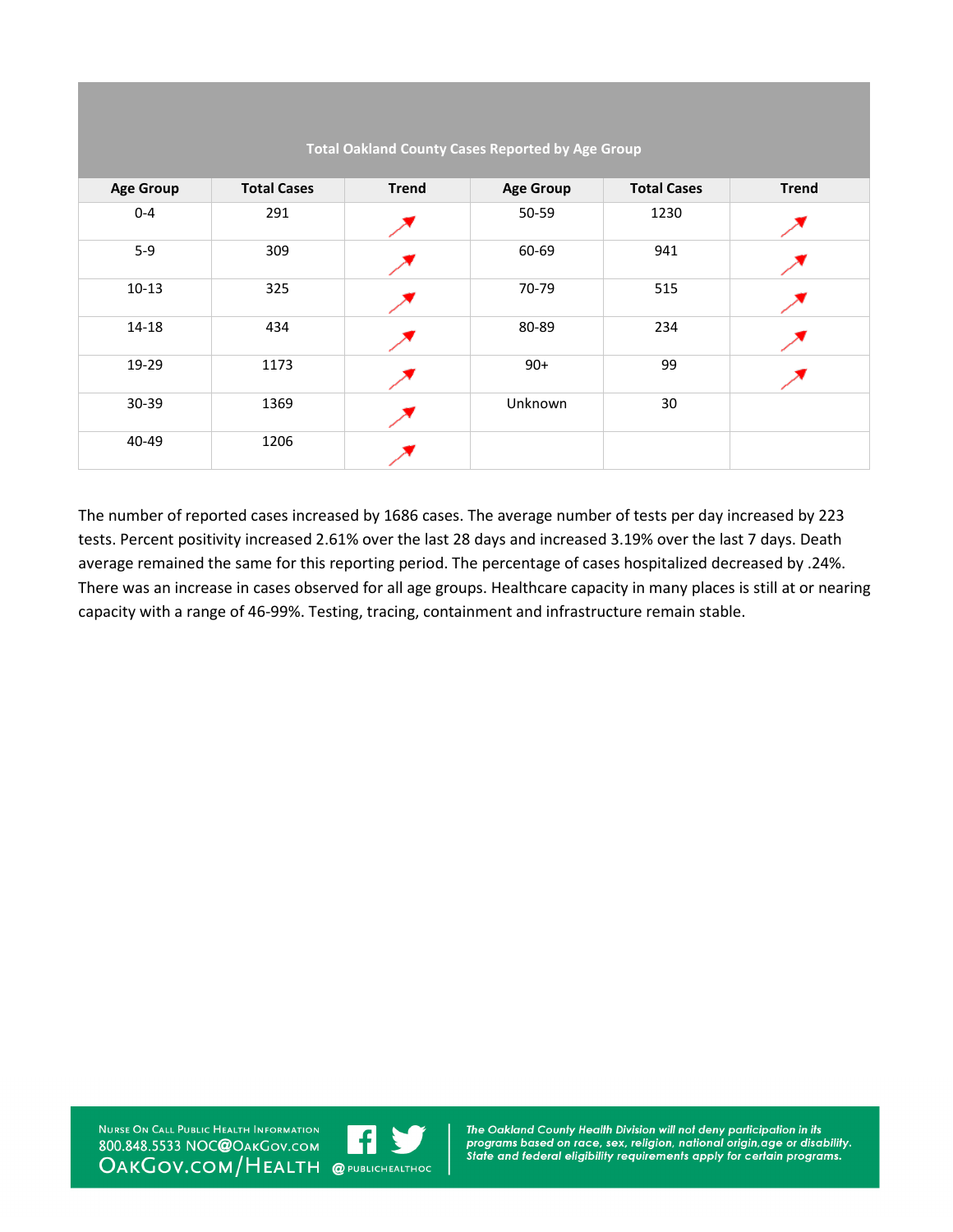| Total Oakland County Cases Reported by Age Group | | | | | |
|---|---|---|---|---|---|
| **Age Group** | **Total Cases** | **Trend** | **Age Group** | **Total Cases** | **Trend** |
| 0-4 | 291 | ↗ | 50-59 | 1230 | ↗ |
| 5-9 | 309 | ↗ | 60-69 | 941 | ↗ |
| 10-13 | 325 | ↗ | 70-79 | 515 | ↗ |
| 14-18 | 434 | ↗ | 80-89 | 234 | ↗ |
| 19-29 | 1173 | ↗ | 90+ | 99 | ↗ |
| 30-39 | 1369 | ↗ | Unknown | 30 | |
| 40-49 | 1206 | ↗ | | | |

The number of reported cases increased by 1686 cases. The average number of tests per day increased by 223 tests. Percent positivity increased 2.61% over the last 28 days and increased 3.19% over the last 7 days. Death average remained the same for this reporting period. The percentage of cases hospitalized decreased by .24%. There was an increase in cases observed for all age groups. Healthcare capacity in many places is still at or nearing capacity with a range of 46-99%. Testing, tracing, containment and infrastructure remain stable.

NURSE ON CALL PUBLIC HEALTH INFORMATION
800.848.5533 NOC@OAKGOV.COM
OAKGOV.COM/HEALTH @PUBLICHEALTHOC

*The Oakland County Health Division will not deny participation in its programs based on race, sex, religion, national origin,age or disability. State and federal eligibility requirements apply for certain programs.*